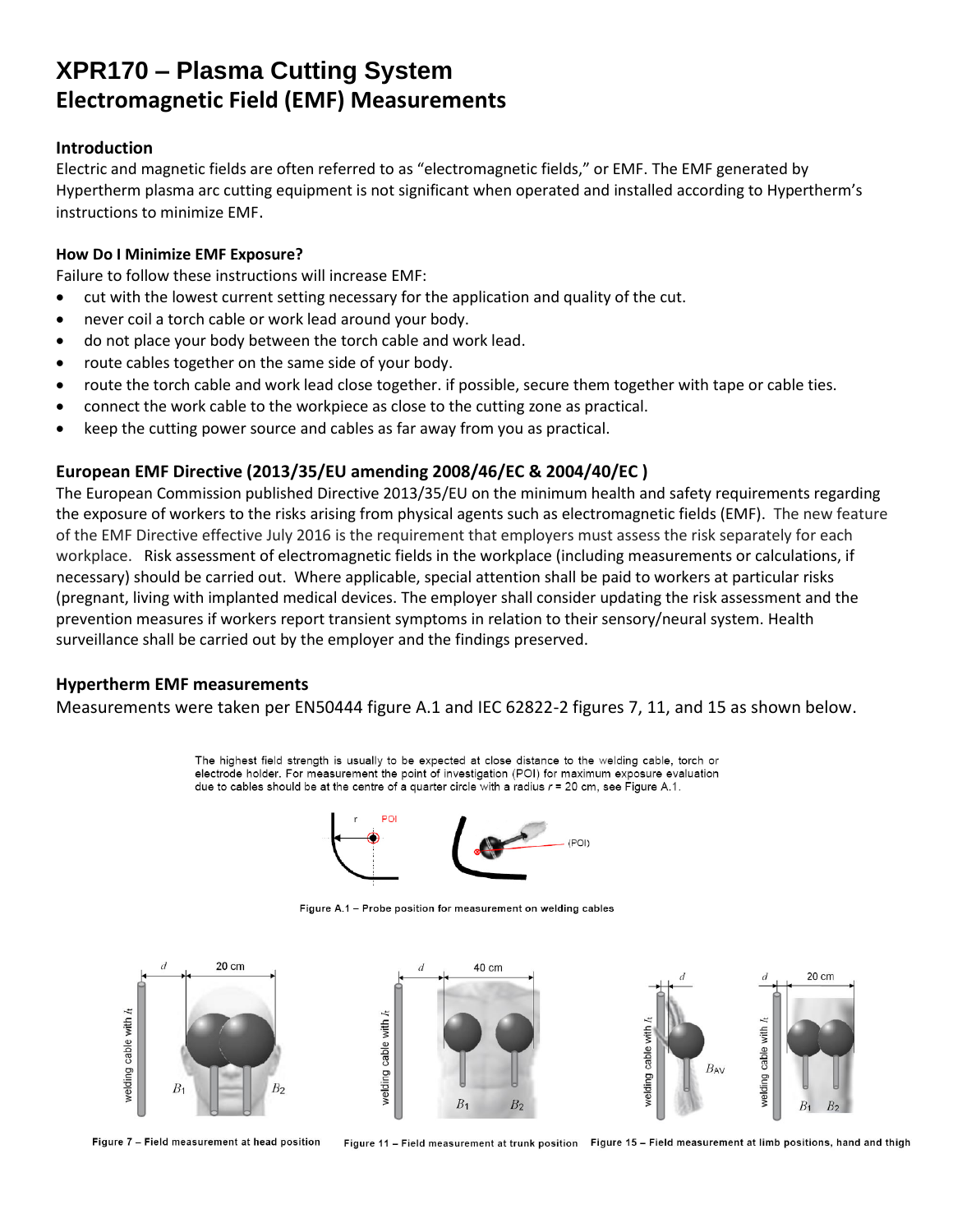# XPR170 – Plasma Cutting System

## Electromagnetic Field (EMF) Measurements

### Introduction

Electric and magnetic fields are often referred to as "electromagnetic fields," or EMF. The EMF generated by Hypertherm plasma arc cutting equipment is not significant when operated and installed according to Hypertherm's instructions to minimize EMF.

### How Do I Minimize EMF Exposure?

Failure to follow these instructions will increase EMF:

- cut with the lowest current setting necessary for the application and quality of the cut.
- never coil a torch cable or work lead around your body.
- do not place your body between the torch cable and work lead.
- route cables together on the same side of your body.
- route the torch cable and work lead close together. if possible, secure them together with tape or cable ties.
- connect the work cable to the workpiece as close to the cutting zone as practical.
- keep the cutting power source and cables as far away from you as practical.

### European EMF Directive (2013/35/EU amending 2008/46/EC & 2004/40/EC )

The European Commission published Directive 2013/35/EU on the minimum health and safety requirements regarding the exposure of workers to the risks arising from physical agents such as electromagnetic fields (EMF). The new feature of the EMF Directive effective July 2016 is the requirement that employers must assess the risk separately for each workplace. Risk assessment of electromagnetic fields in the workplace (including measurements or calculations, if necessary) should be carried out. Where applicable, special attention shall be paid to workers at particular risks (pregnant, living with implanted medical devices. The employer shall consider updating the risk assessment and the prevention measures if workers report transient symptoms in relation to their sensory/neural system. Health surveillance shall be carried out by the employer and the findings preserved.

### Hypertherm EMF measurements

Measurements were taken per EN50444 figure A.1 and IEC 62822-2 figures 7, 11, and 15 as shown below.

The highest field strength is usually to be expected at close distance to the welding cable, torch or electrode holder. For measurement the point of investigation (POI) for maximum exposure evaluation due to cables should be at the centre of a quarter circle with a radius $r$ = 20 cm, see Figure A.1.

Figure A.1 – Probe position for measurement on welding cables

Figure 7 – Field measurement at head position

Figure 11 – Field measurement at trunk position

Figure 15 – Field measurement at limb positions, hand and thigh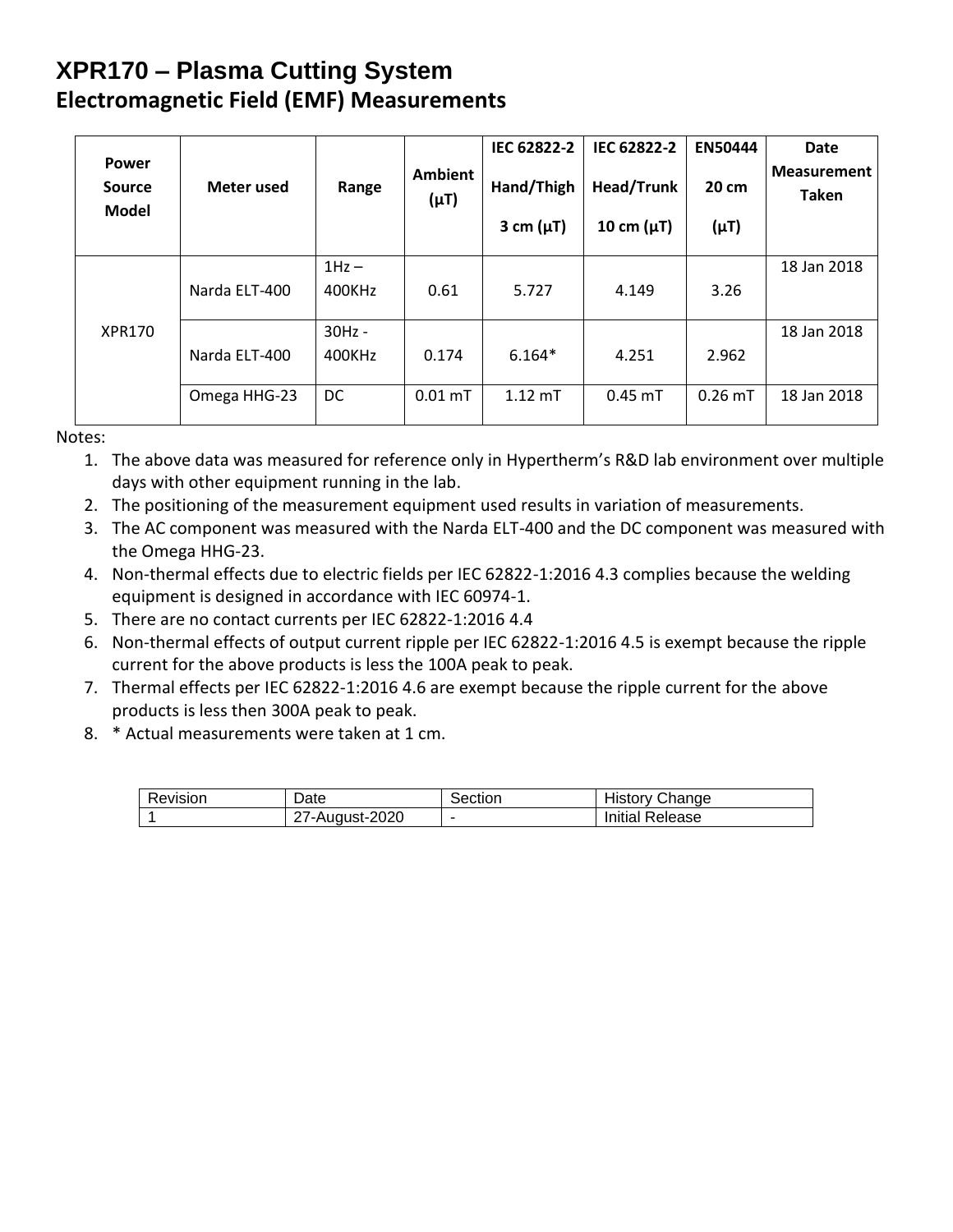# XPR170 – Plasma Cutting System

## Electromagnetic Field (EMF) Measurements

| Power Source Model | Meter used | Range | Ambient (μT) | IEC 62822-2 Hand/Thigh 3 cm (μT) | IEC 62822-2 Head/Trunk 10 cm (μT) | EN50444 20 cm (μT) | Date Measurement Taken |
|---|---|---|---|---|---|---|---|
| XPR170 | Narda ELT-400 | 1Hz – 400KHz | 0.61 | 5.727 | 4.149 | 3.26 | 18 Jan 2018 |
| | Narda ELT-400 | 30Hz - 400KHz | 0.174 | 6.164* | 4.251 | 2.962 | 18 Jan 2018 |
| | Omega HHG-23 | DC | 0.01 mT | 1.12 mT | 0.45 mT | 0.26 mT | 18 Jan 2018 |

Notes:

1. The above data was measured for reference only in Hypertherm's R&D lab environment over multiple days with other equipment running in the lab.
2. The positioning of the measurement equipment used results in variation of measurements.
3. The AC component was measured with the Narda ELT-400 and the DC component was measured with the Omega HHG-23.
4. Non-thermal effects due to electric fields per IEC 62822-1:2016 4.3 complies because the welding equipment is designed in accordance with IEC 60974-1.
5. There are no contact currents per IEC 62822-1:2016 4.4
6. Non-thermal effects of output current ripple per IEC 62822-1:2016 4.5 is exempt because the ripple current for the above products is less the 100A peak to peak.
7. Thermal effects per IEC 62822-1:2016 4.6 are exempt because the ripple current for the above products is less then 300A peak to peak.
8. * Actual measurements were taken at 1 cm.

| Revision | Date | Section | History Change |
|---|---|---|---|
| 1 | 27-August-2020 | - | Initial Release |